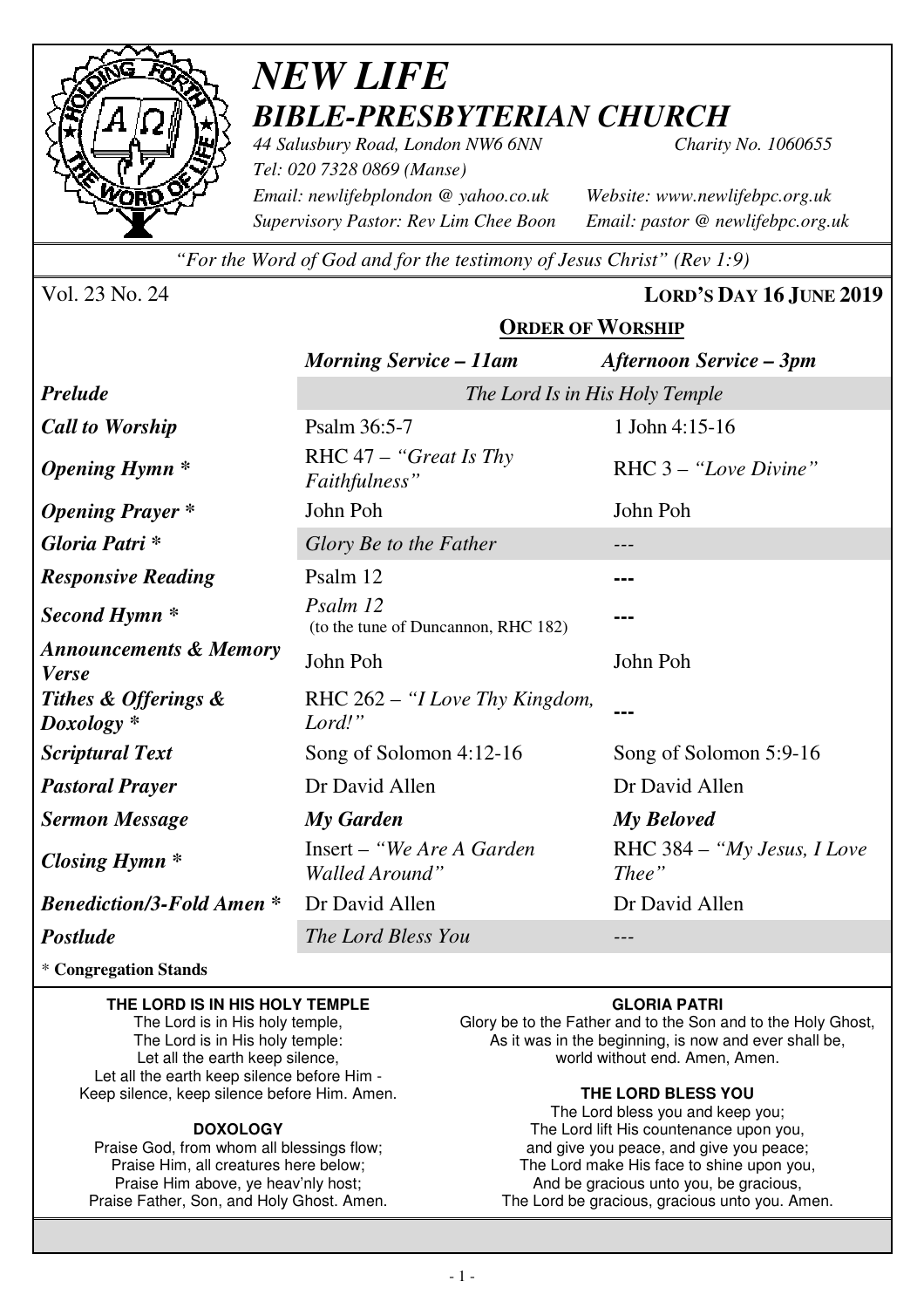# *NEW LIFE*
## *BIBLE-PRESBYTERIAN CHURCH*

*44 Salusbury Road, London NW6 6NN* *Charity No. 1060655*
*Tel: 020 7328 0869 (Manse)*
*Email: newlifebplondon @ yahoo.co.uk* *Website: www.newlifebpc.org.uk*
*Supervisory Pastor: Rev Lim Chee Boon* *Email: pastor @ newlifebpc.org.uk*

*"For the Word of God and for the testimony of Jesus Christ" (Rev 1:9)*

Vol. 23 No. 24 **LORD'S DAY 16 JUNE 2019**

### ORDER OF WORSHIP

| | *Morning Service – 11am* | *Afternoon Service – 3pm* |
|---|---|---|
| ***Prelude*** | *The Lord Is in His Holy Temple* | |
| ***Call to Worship*** | Psalm 36:5-7 | 1 John 4:15-16 |
| ***Opening Hymn **** | RHC 47 – *"Great Is Thy Faithfulness"* | RHC 3 – *"Love Divine"* |
| ***Opening Prayer **** | John Poh | John Poh |
| ***Gloria Patri **** | *Glory Be to the Father* | --- |
| ***Responsive Reading*** | Psalm 12 | --- |
| ***Second Hymn **** | *Psalm 12* (to the tune of Duncannon, RHC 182) | --- |
| ***Announcements & Memory Verse*** | John Poh | John Poh |
| ***Tithes & Offerings & Doxology **** | RHC 262 – *"I Love Thy Kingdom, Lord!"* | --- |
| ***Scriptural Text*** | Song of Solomon 4:12-16 | Song of Solomon 5:9-16 |
| ***Pastoral Prayer*** | Dr David Allen | Dr David Allen |
| ***Sermon Message*** | ***My Garden*** | ***My Beloved*** |
| ***Closing Hymn **** | Insert – *"We Are A Garden Walled Around"* | RHC 384 – *"My Jesus, I Love Thee"* |
| ***Benediction/3-Fold Amen **** | Dr David Allen | Dr David Allen |
| ***Postlude*** | *The Lord Bless You* | --- |

\* **Congregation Stands**

**THE LORD IS IN HIS HOLY TEMPLE**
The Lord is in His holy temple,
The Lord is in His holy temple:
Let all the earth keep silence,
Let all the earth keep silence before Him -
Keep silence, keep silence before Him. Amen.

**DOXOLOGY**
Praise God, from whom all blessings flow;
Praise Him, all creatures here below;
Praise Him above, ye heav'nly host;
Praise Father, Son, and Holy Ghost. Amen.

**GLORIA PATRI**
Glory be to the Father and to the Son and to the Holy Ghost,
As it was in the beginning, is now and ever shall be,
world without end. Amen, Amen.

**THE LORD BLESS YOU**
The Lord bless you and keep you;
The Lord lift His countenance upon you,
and give you peace, and give you peace;
The Lord make His face to shine upon you,
And be gracious unto you, be gracious,
The Lord be gracious, gracious unto you. Amen.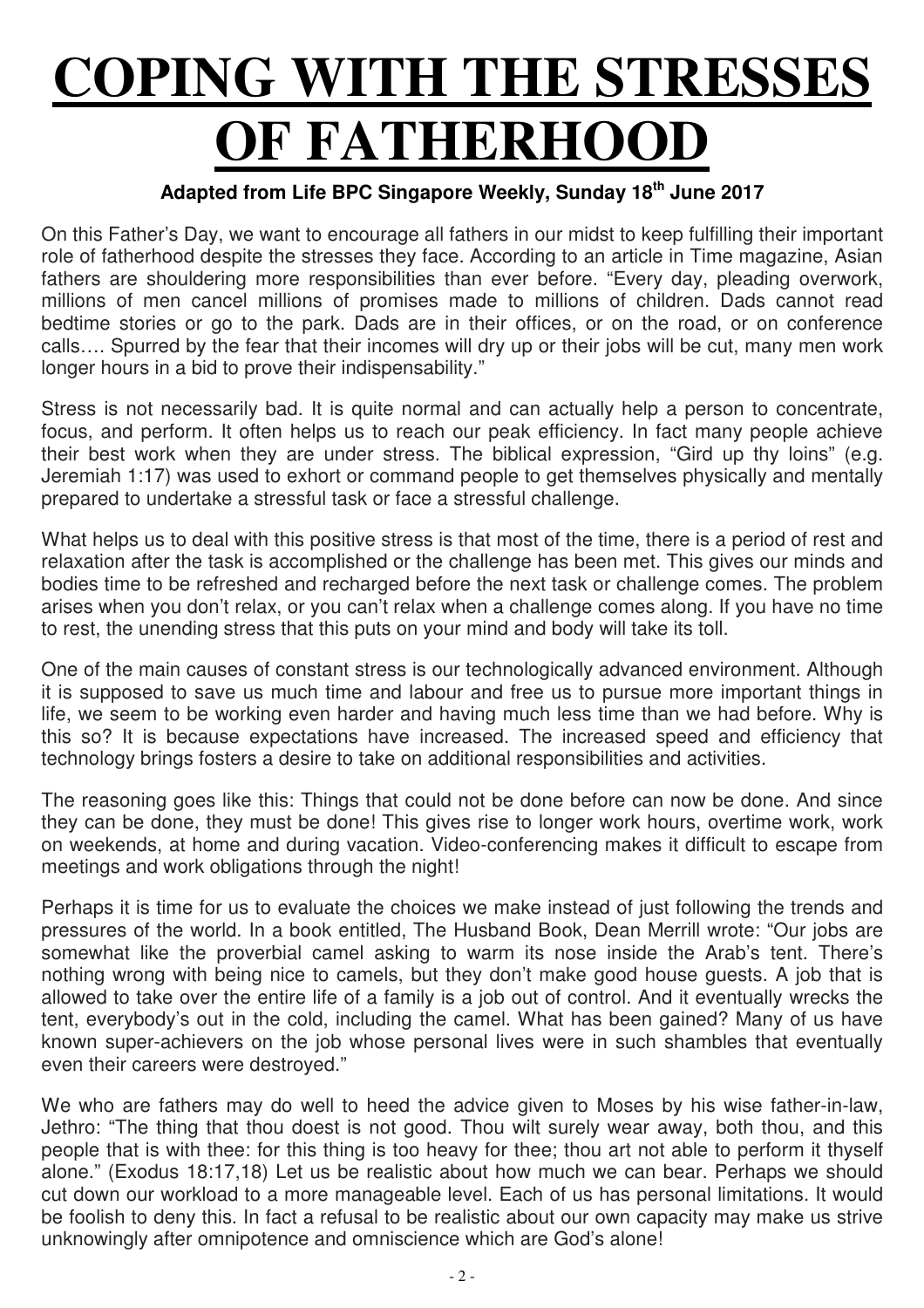# COPING WITH THE STRESSES OF FATHERHOOD

**Adapted from Life BPC Singapore Weekly, Sunday 18th June 2017**

On this Father's Day, we want to encourage all fathers in our midst to keep fulfilling their important role of fatherhood despite the stresses they face. According to an article in Time magazine, Asian fathers are shouldering more responsibilities than ever before. "Every day, pleading overwork, millions of men cancel millions of promises made to millions of children. Dads cannot read bedtime stories or go to the park. Dads are in their offices, or on the road, or on conference calls…. Spurred by the fear that their incomes will dry up or their jobs will be cut, many men work longer hours in a bid to prove their indispensability."

Stress is not necessarily bad. It is quite normal and can actually help a person to concentrate, focus, and perform. It often helps us to reach our peak efficiency. In fact many people achieve their best work when they are under stress. The biblical expression, "Gird up thy loins" (e.g. Jeremiah 1:17) was used to exhort or command people to get themselves physically and mentally prepared to undertake a stressful task or face a stressful challenge.

What helps us to deal with this positive stress is that most of the time, there is a period of rest and relaxation after the task is accomplished or the challenge has been met. This gives our minds and bodies time to be refreshed and recharged before the next task or challenge comes. The problem arises when you don't relax, or you can't relax when a challenge comes along. If you have no time to rest, the unending stress that this puts on your mind and body will take its toll.

One of the main causes of constant stress is our technologically advanced environment. Although it is supposed to save us much time and labour and free us to pursue more important things in life, we seem to be working even harder and having much less time than we had before. Why is this so? It is because expectations have increased. The increased speed and efficiency that technology brings fosters a desire to take on additional responsibilities and activities.

The reasoning goes like this: Things that could not be done before can now be done. And since they can be done, they must be done! This gives rise to longer work hours, overtime work, work on weekends, at home and during vacation. Video-conferencing makes it difficult to escape from meetings and work obligations through the night!

Perhaps it is time for us to evaluate the choices we make instead of just following the trends and pressures of the world. In a book entitled, The Husband Book, Dean Merrill wrote: "Our jobs are somewhat like the proverbial camel asking to warm its nose inside the Arab's tent. There's nothing wrong with being nice to camels, but they don't make good house guests. A job that is allowed to take over the entire life of a family is a job out of control. And it eventually wrecks the tent, everybody's out in the cold, including the camel. What has been gained? Many of us have known super-achievers on the job whose personal lives were in such shambles that eventually even their careers were destroyed."

We who are fathers may do well to heed the advice given to Moses by his wise father-in-law, Jethro: "The thing that thou doest is not good. Thou wilt surely wear away, both thou, and this people that is with thee: for this thing is too heavy for thee; thou art not able to perform it thyself alone." (Exodus 18:17,18) Let us be realistic about how much we can bear. Perhaps we should cut down our workload to a more manageable level. Each of us has personal limitations. It would be foolish to deny this. In fact a refusal to be realistic about our own capacity may make us strive unknowingly after omnipotence and omniscience which are God's alone!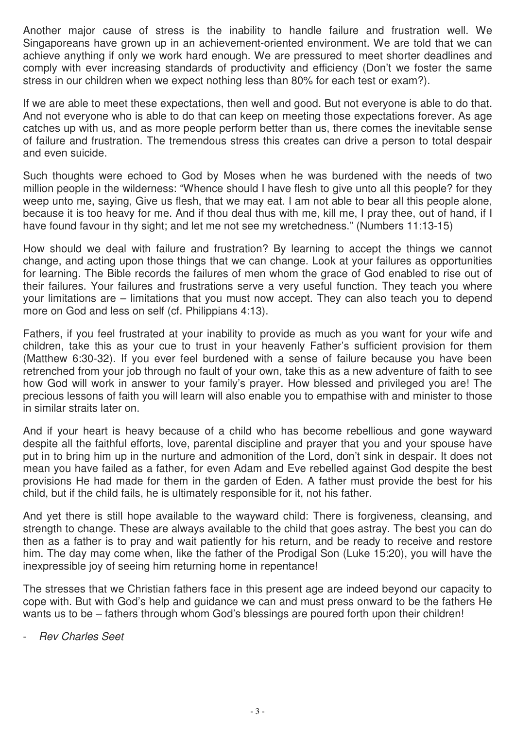Another major cause of stress is the inability to handle failure and frustration well. We Singaporeans have grown up in an achievement-oriented environment. We are told that we can achieve anything if only we work hard enough. We are pressured to meet shorter deadlines and comply with ever increasing standards of productivity and efficiency (Don't we foster the same stress in our children when we expect nothing less than 80% for each test or exam?).

If we are able to meet these expectations, then well and good. But not everyone is able to do that. And not everyone who is able to do that can keep on meeting those expectations forever. As age catches up with us, and as more people perform better than us, there comes the inevitable sense of failure and frustration. The tremendous stress this creates can drive a person to total despair and even suicide.

Such thoughts were echoed to God by Moses when he was burdened with the needs of two million people in the wilderness: "Whence should I have flesh to give unto all this people? for they weep unto me, saying, Give us flesh, that we may eat. I am not able to bear all this people alone, because it is too heavy for me. And if thou deal thus with me, kill me, I pray thee, out of hand, if I have found favour in thy sight; and let me not see my wretchedness." (Numbers 11:13-15)

How should we deal with failure and frustration? By learning to accept the things we cannot change, and acting upon those things that we can change. Look at your failures as opportunities for learning. The Bible records the failures of men whom the grace of God enabled to rise out of their failures. Your failures and frustrations serve a very useful function. They teach you where your limitations are – limitations that you must now accept. They can also teach you to depend more on God and less on self (cf. Philippians 4:13).

Fathers, if you feel frustrated at your inability to provide as much as you want for your wife and children, take this as your cue to trust in your heavenly Father's sufficient provision for them (Matthew 6:30-32). If you ever feel burdened with a sense of failure because you have been retrenched from your job through no fault of your own, take this as a new adventure of faith to see how God will work in answer to your family's prayer. How blessed and privileged you are! The precious lessons of faith you will learn will also enable you to empathise with and minister to those in similar straits later on.

And if your heart is heavy because of a child who has become rebellious and gone wayward despite all the faithful efforts, love, parental discipline and prayer that you and your spouse have put in to bring him up in the nurture and admonition of the Lord, don't sink in despair. It does not mean you have failed as a father, for even Adam and Eve rebelled against God despite the best provisions He had made for them in the garden of Eden. A father must provide the best for his child, but if the child fails, he is ultimately responsible for it, not his father.

And yet there is still hope available to the wayward child: There is forgiveness, cleansing, and strength to change. These are always available to the child that goes astray. The best you can do then as a father is to pray and wait patiently for his return, and be ready to receive and restore him. The day may come when, like the father of the Prodigal Son (Luke 15:20), you will have the inexpressible joy of seeing him returning home in repentance!

The stresses that we Christian fathers face in this present age are indeed beyond our capacity to cope with. But with God's help and guidance we can and must press onward to be the fathers He wants us to be – fathers through whom God's blessings are poured forth upon their children!

- *Rev Charles Seet*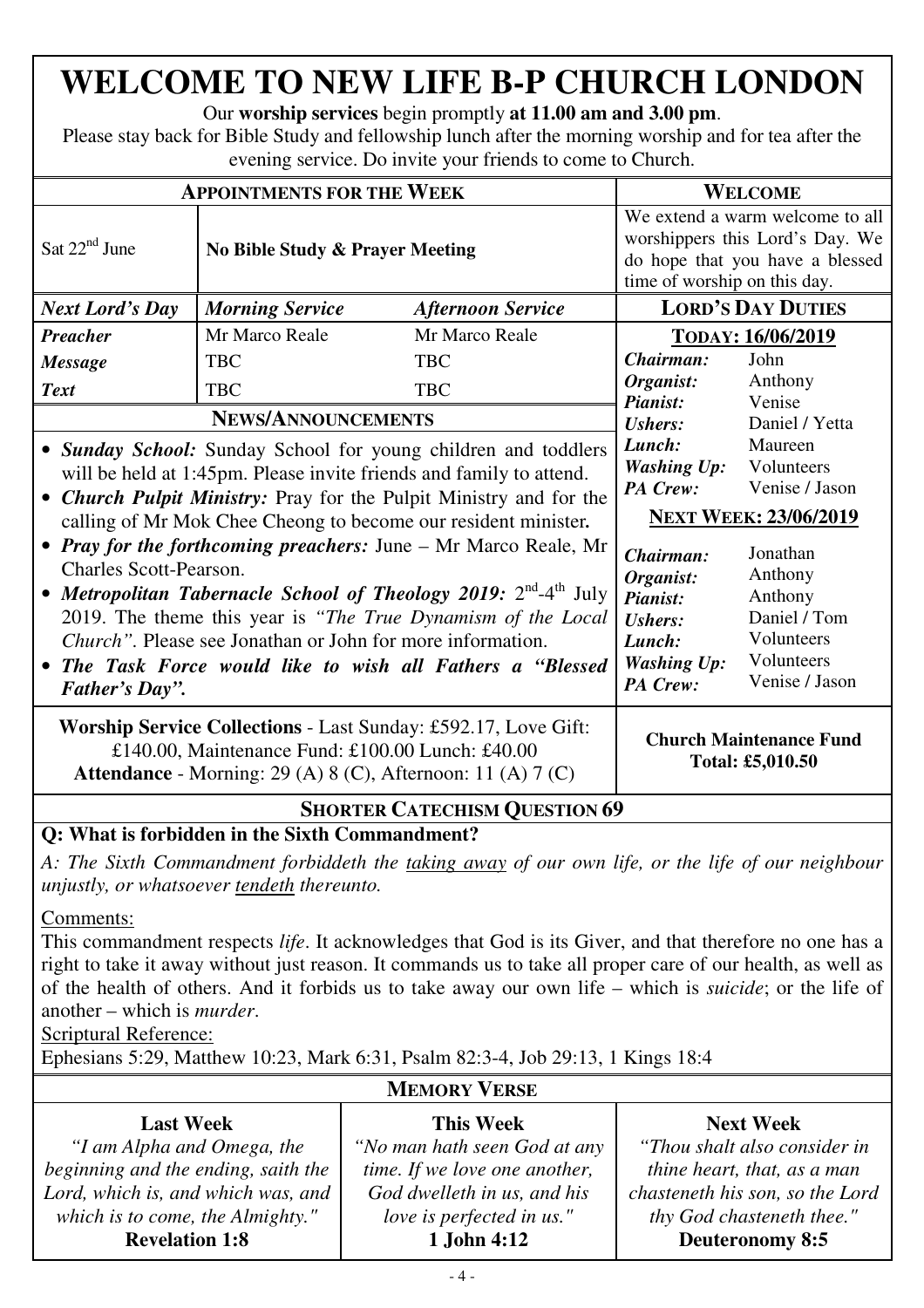# WELCOME TO NEW LIFE B-P CHURCH LONDON

Our **worship services** begin promptly **at 11.00 am and 3.00 pm**.

Please stay back for Bible Study and fellowship lunch after the morning worship and for tea after the evening service. Do invite your friends to come to Church.

## APPOINTMENTS FOR THE WEEK

| | | |
|---|---|---|
| Sat 22nd June | **No Bible Study & Prayer Meeting** | |
| ***Next Lord's Day*** | ***Morning Service*** | ***Afternoon Service*** |
| ***Preacher*** | Mr Marco Reale | Mr Marco Reale |
| ***Message*** | TBC | TBC |
| ***Text*** | TBC | TBC |

## NEWS/ANNOUNCEMENTS

- ***Sunday School:*** Sunday School for young children and toddlers will be held at 1:45pm. Please invite friends and family to attend.
- ***Church Pulpit Ministry:*** Pray for the Pulpit Ministry and for the calling of Mr Mok Chee Cheong to become our resident minister**.**
- ***Pray for the forthcoming preachers:*** June – Mr Marco Reale, Mr Charles Scott-Pearson.
- ***Metropolitan Tabernacle School of Theology 2019:*** 2nd-4th July 2019. The theme this year is *"The True Dynamism of the Local Church"*. Please see Jonathan or John for more information.
- ***The Task Force would like to wish all Fathers a "Blessed Father's Day".***

**Worship Service Collections** - Last Sunday: £592.17, Love Gift: £140.00, Maintenance Fund: £100.00 Lunch: £40.00
**Attendance** - Morning: 29 (A) 8 (C), Afternoon: 11 (A) 7 (C)

## WELCOME

We extend a warm welcome to all worshippers this Lord's Day. We do hope that you have a blessed time of worship on this day.

## LORD'S DAY DUTIES

**TODAY: 16/06/2019**

| | |
|---|---|
| ***Chairman:*** | John |
| ***Organist:*** | Anthony |
| ***Pianist:*** | Venise |
| ***Ushers:*** | Daniel / Yetta |
| ***Lunch:*** | Maureen |
| ***Washing Up:*** | Volunteers |
| ***PA Crew:*** | Venise / Jason |

**NEXT WEEK: 23/06/2019**

| | |
|---|---|
| ***Chairman:*** | Jonathan |
| ***Organist:*** | Anthony |
| ***Pianist:*** | Anthony |
| ***Ushers:*** | Daniel / Tom |
| ***Lunch:*** | Volunteers |
| ***Washing Up:*** | Volunteers |
| ***PA Crew:*** | Venise / Jason |

**Church Maintenance Fund**
**Total: £5,010.50**

## SHORTER CATECHISM QUESTION 69

**Q: What is forbidden in the Sixth Commandment?**

*A: The Sixth Commandment forbiddeth the taking away of our own life, or the life of our neighbour unjustly, or whatsoever tendeth thereunto.*

Comments:

This commandment respects *life*. It acknowledges that God is its Giver, and that therefore no one has a right to take it away without just reason. It commands us to take all proper care of our health, as well as of the health of others. And it forbids us to take away our own life – which is *suicide*; or the life of another – which is *murder*.

Scriptural Reference:

Ephesians 5:29, Matthew 10:23, Mark 6:31, Psalm 82:3-4, Job 29:13, 1 Kings 18:4

## MEMORY VERSE

| Last Week | This Week | Next Week |
|---|---|---|
| *"I am Alpha and Omega, the beginning and the ending, saith the Lord, which is, and which was, and which is to come, the Almighty."* **Revelation 1:8** | *"No man hath seen God at any time. If we love one another, God dwelleth in us, and his love is perfected in us."* **1 John 4:12** | *"Thou shalt also consider in thine heart, that, as a man chasteneth his son, so the Lord thy God chasteneth thee."* **Deuteronomy 8:5** |